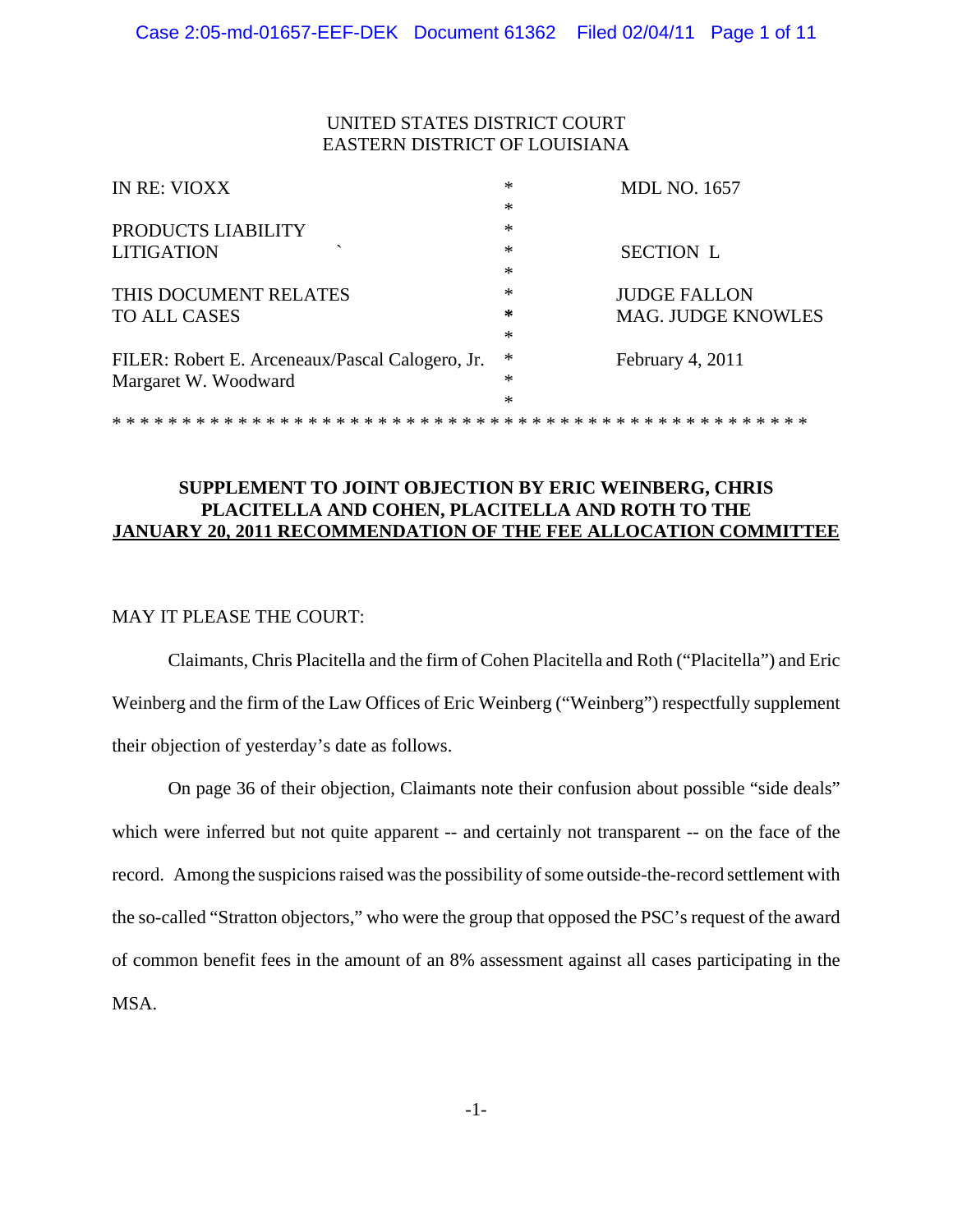UNITED STATES DISTRICT COURT
EASTERN DISTRICT OF LOUISIANA

| | | |
|---|---|---|
| IN RE: VIOXX | * | MDL NO. 1657 |
| | * | |
| PRODUCTS LIABILITY | * | |
| LITIGATION | * | SECTION L |
| | * | |
| THIS DOCUMENT RELATES | * | JUDGE FALLON |
| TO ALL CASES | * | MAG. JUDGE KNOWLES |
| | * | |
| FILER: Robert E. Arceneaux/Pascal Calogero, Jr. | * | February 4, 2011 |
| Margaret W. Woodward | * | |
| | * | |

* * * * * * * * * * * * * * * * * * * * * * * * * * * * * * * * * * * * * * * * * * * * * * * * * * *

**SUPPLEMENT TO JOINT OBJECTION BY ERIC WEINBERG, CHRIS PLACITELLA AND COHEN, PLACITELLA AND ROTH TO THE JANUARY 20, 2011 RECOMMENDATION OF THE FEE ALLOCATION COMMITTEE**

MAY IT PLEASE THE COURT:

Claimants, Chris Placitella and the firm of Cohen Placitella and Roth ("Placitella") and Eric Weinberg and the firm of the Law Offices of Eric Weinberg ("Weinberg") respectfully supplement their objection of yesterday's date as follows.

On page 36 of their objection, Claimants note their confusion about possible "side deals" which were inferred but not quite apparent -- and certainly not transparent -- on the face of the record. Among the suspicions raised was the possibility of some outside-the-record settlement with the so-called "Stratton objectors," who were the group that opposed the PSC's request of the award of common benefit fees in the amount of an 8% assessment against all cases participating in the MSA.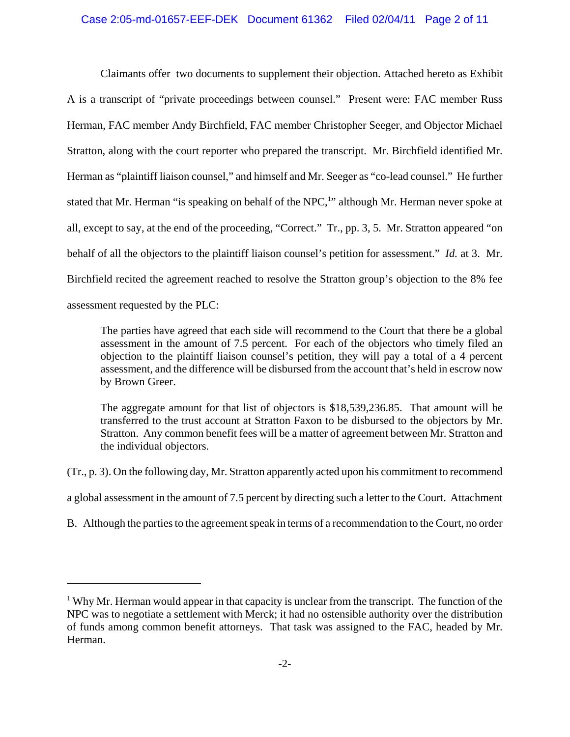Claimants offer two documents to supplement their objection. Attached hereto as Exhibit A is a transcript of "private proceedings between counsel." Present were: FAC member Russ Herman, FAC member Andy Birchfield, FAC member Christopher Seeger, and Objector Michael Stratton, along with the court reporter who prepared the transcript. Mr. Birchfield identified Mr. Herman as "plaintiff liaison counsel," and himself and Mr. Seeger as "co-lead counsel." He further stated that Mr. Herman "is speaking on behalf of the NPC,[1]" although Mr. Herman never spoke at all, except to say, at the end of the proceeding, "Correct." Tr., pp. 3, 5. Mr. Stratton appeared "on behalf of all the objectors to the plaintiff liaison counsel's petition for assessment." *Id.* at 3. Mr. Birchfield recited the agreement reached to resolve the Stratton group's objection to the 8% fee assessment requested by the PLC:

> The parties have agreed that each side will recommend to the Court that there be a global assessment in the amount of 7.5 percent. For each of the objectors who timely filed an objection to the plaintiff liaison counsel's petition, they will pay a total of a 4 percent assessment, and the difference will be disbursed from the account that's held in escrow now by Brown Greer.
>
> The aggregate amount for that list of objectors is $18,539,236.85. That amount will be transferred to the trust account at Stratton Faxon to be disbursed to the objectors by Mr. Stratton. Any common benefit fees will be a matter of agreement between Mr. Stratton and the individual objectors.

(Tr., p. 3). On the following day, Mr. Stratton apparently acted upon his commitment to recommend a global assessment in the amount of 7.5 percent by directing such a letter to the Court. Attachment B. Although the parties to the agreement speak in terms of a recommendation to the Court, no order

---

[1] Why Mr. Herman would appear in that capacity is unclear from the transcript. The function of the NPC was to negotiate a settlement with Merck; it had no ostensible authority over the distribution of funds among common benefit attorneys. That task was assigned to the FAC, headed by Mr. Herman.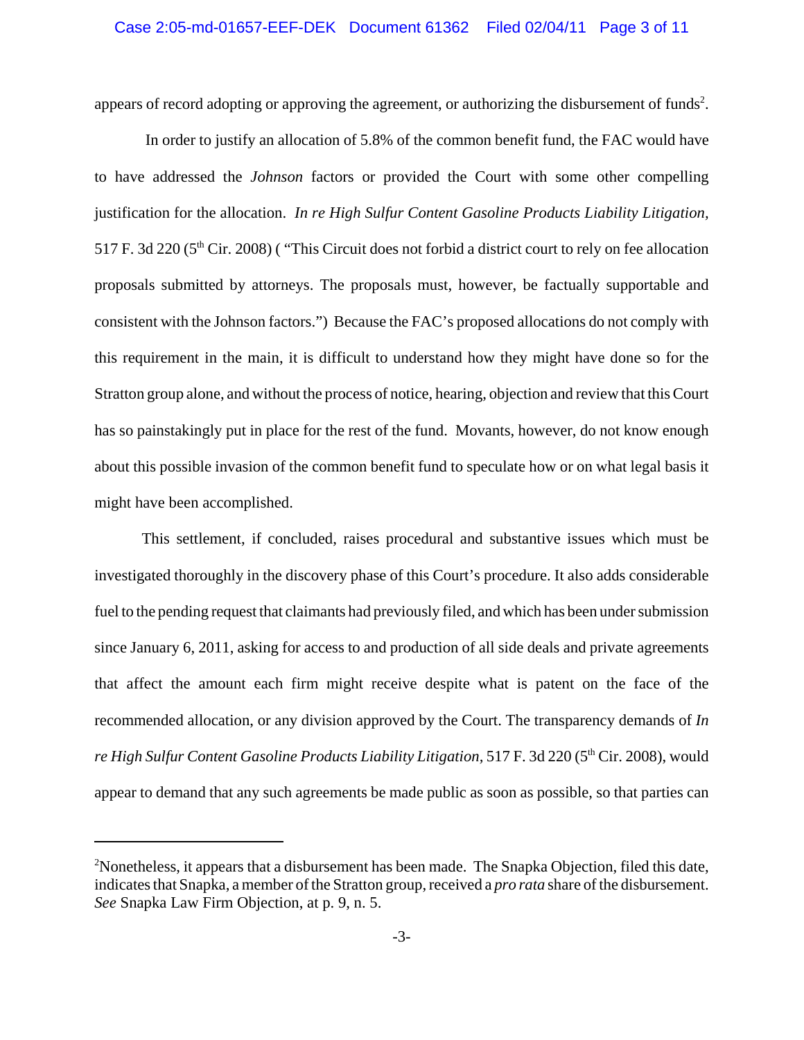appears of record adopting or approving the agreement, or authorizing the disbursement of funds[2].

In order to justify an allocation of 5.8% of the common benefit fund, the FAC would have to have addressed the *Johnson* factors or provided the Court with some other compelling justification for the allocation. *In re High Sulfur Content Gasoline Products Liability Litigation,* 517 F. 3d 220 (5th Cir. 2008) ( "This Circuit does not forbid a district court to rely on fee allocation proposals submitted by attorneys. The proposals must, however, be factually supportable and consistent with the Johnson factors.") Because the FAC's proposed allocations do not comply with this requirement in the main, it is difficult to understand how they might have done so for the Stratton group alone, and without the process of notice, hearing, objection and review that this Court has so painstakingly put in place for the rest of the fund. Movants, however, do not know enough about this possible invasion of the common benefit fund to speculate how or on what legal basis it might have been accomplished.

This settlement, if concluded, raises procedural and substantive issues which must be investigated thoroughly in the discovery phase of this Court's procedure. It also adds considerable fuel to the pending request that claimants had previously filed, and which has been under submission since January 6, 2011, asking for access to and production of all side deals and private agreements that affect the amount each firm might receive despite what is patent on the face of the recommended allocation, or any division approved by the Court. The transparency demands of *In re High Sulfur Content Gasoline Products Liability Litigation,* 517 F. 3d 220 (5th Cir. 2008), would appear to demand that any such agreements be made public as soon as possible, so that parties can

---

[2]Nonetheless, it appears that a disbursement has been made. The Snapka Objection, filed this date, indicates that Snapka, a member of the Stratton group, received a *pro rata* share of the disbursement. *See* Snapka Law Firm Objection, at p. 9, n. 5.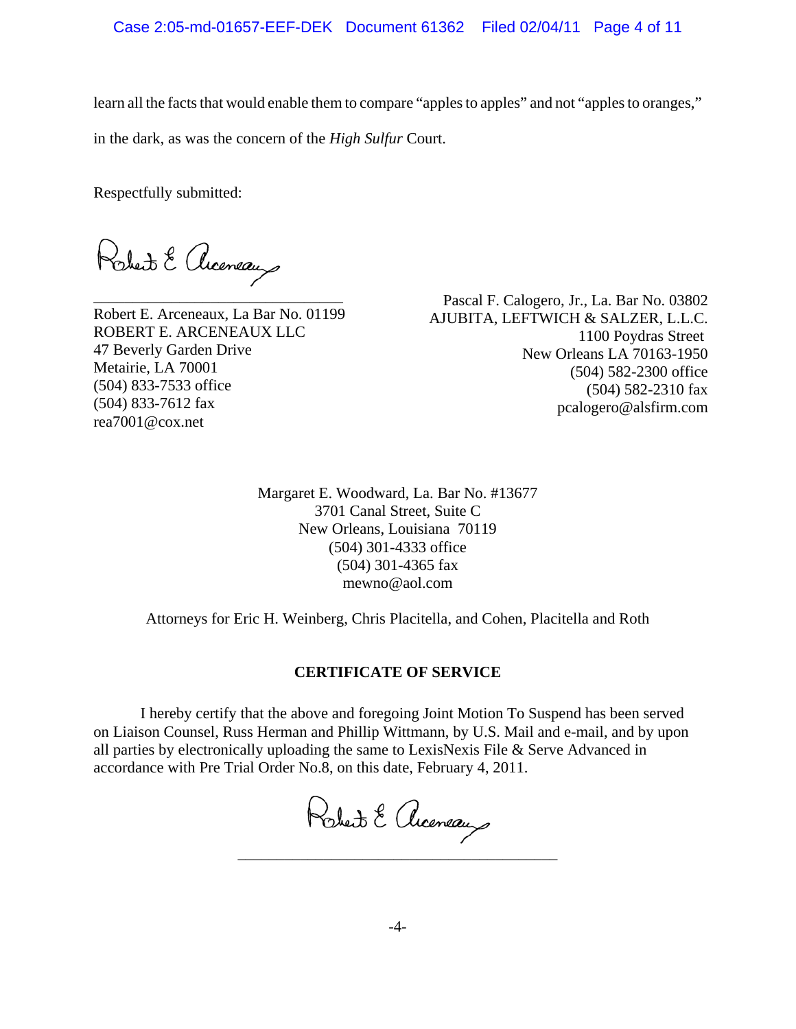learn all the facts that would enable them to compare "apples to apples" and not "apples to oranges," in the dark, as was the concern of the *High Sulfur* Court.

Respectfully submitted:

_________________________________
Robert E. Arceneaux, La Bar No. 01199
ROBERT E. ARCENEAUX LLC
47 Beverly Garden Drive
Metairie, LA 70001
(504) 833-7533 office
(504) 833-7612 fax
rea7001@cox.net

Pascal F. Calogero, Jr., La. Bar No. 03802
AJUBITA, LEFTWICH & SALZER, L.L.C.
1100 Poydras Street
New Orleans LA 70163-1950
(504) 582-2300 office
(504) 582-2310 fax
pcalogero@alsfirm.com

Margaret E. Woodward, La. Bar No. #13677
3701 Canal Street, Suite C
New Orleans, Louisiana 70119
(504) 301-4333 office
(504) 301-4365 fax
mewno@aol.com

Attorneys for Eric H. Weinberg, Chris Placitella, and Cohen, Placitella and Roth

**CERTIFICATE OF SERVICE**

I hereby certify that the above and foregoing Joint Motion To Suspend has been served on Liaison Counsel, Russ Herman and Phillip Wittmann, by U.S. Mail and e-mail, and by upon all parties by electronically uploading the same to LexisNexis File & Serve Advanced in accordance with Pre Trial Order No.8, on this date, February 4, 2011.

_________________________________________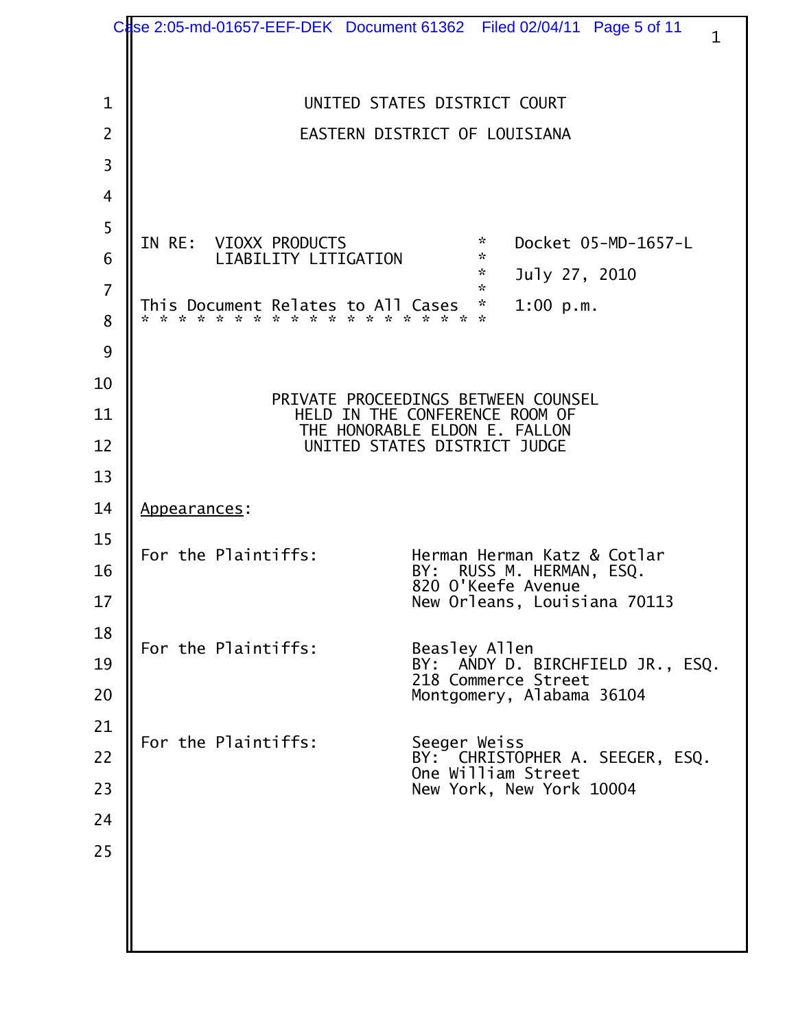UNITED STATES DISTRICT COURT

EASTERN DISTRICT OF LOUISIANA

IN RE: VIOXX PRODUCTS LIABILITY LITIGATION * Docket 05-MD-1657-L

\* July 27, 2010

This Document Relates to All Cases * 1:00 p.m.

\* * * * * * * * * * * * * * * * * * *

PRIVATE PROCEEDINGS BETWEEN COUNSEL
HELD IN THE CONFERENCE ROOM OF
THE HONORABLE ELDON E. FALLON
UNITED STATES DISTRICT JUDGE

Appearances:

For the Plaintiffs: Herman Herman Katz & Cotlar
BY: RUSS M. HERMAN, ESQ.
820 O'Keefe Avenue
New Orleans, Louisiana 70113

For the Plaintiffs: Beasley Allen
BY: ANDY D. BIRCHFIELD JR., ESQ.
218 Commerce Street
Montgomery, Alabama 36104

For the Plaintiffs: Seeger Weiss
BY: CHRISTOPHER A. SEEGER, ESQ.
One William Street
New York, New York 10004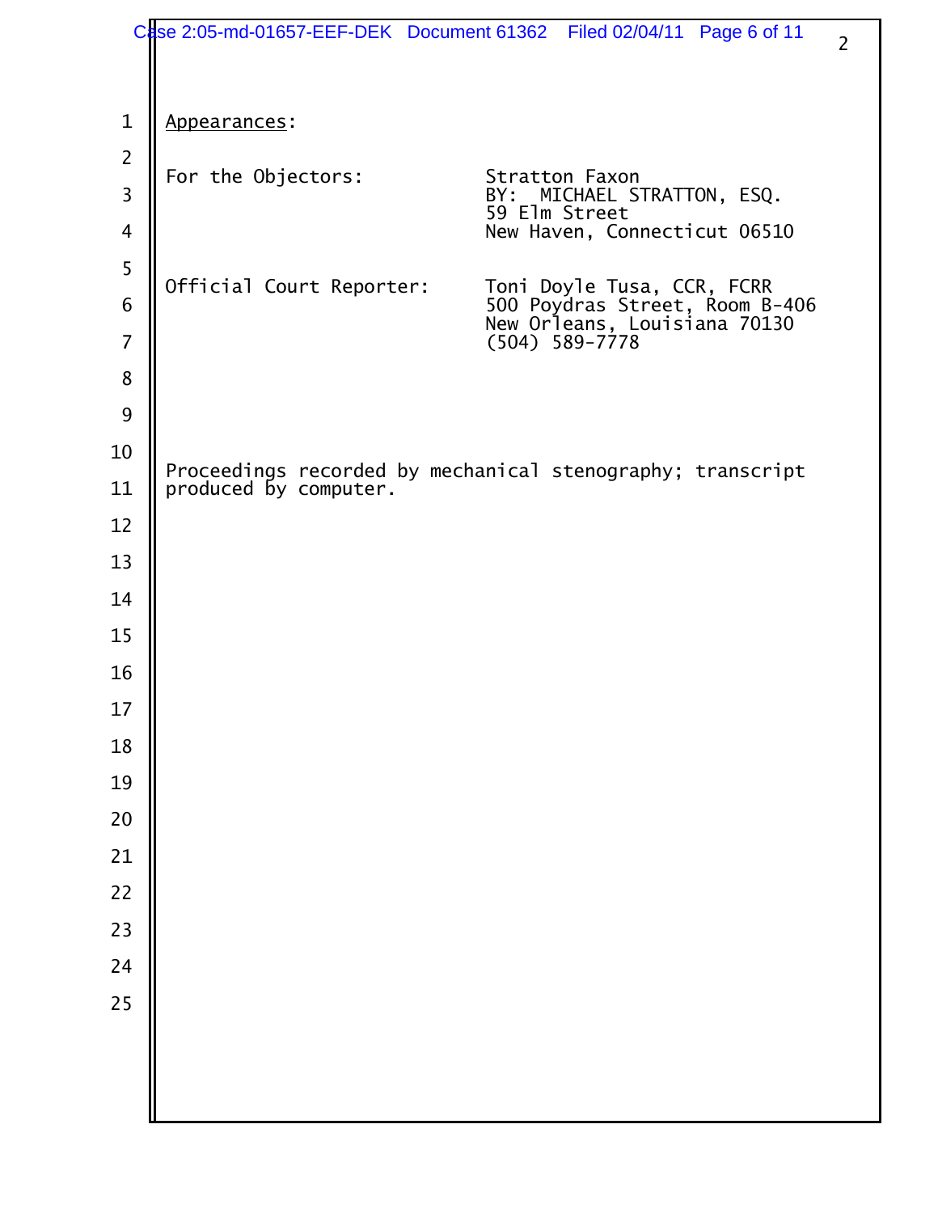Appearances:

For the Objectors: Stratton Faxon
BY: MICHAEL STRATTON, ESQ.
59 Elm Street
New Haven, Connecticut 06510

Official Court Reporter: Toni Doyle Tusa, CCR, FCRR
500 Poydras Street, Room B-406
New Orleans, Louisiana 70130
(504) 589-7778

Proceedings recorded by mechanical stenography; transcript produced by computer.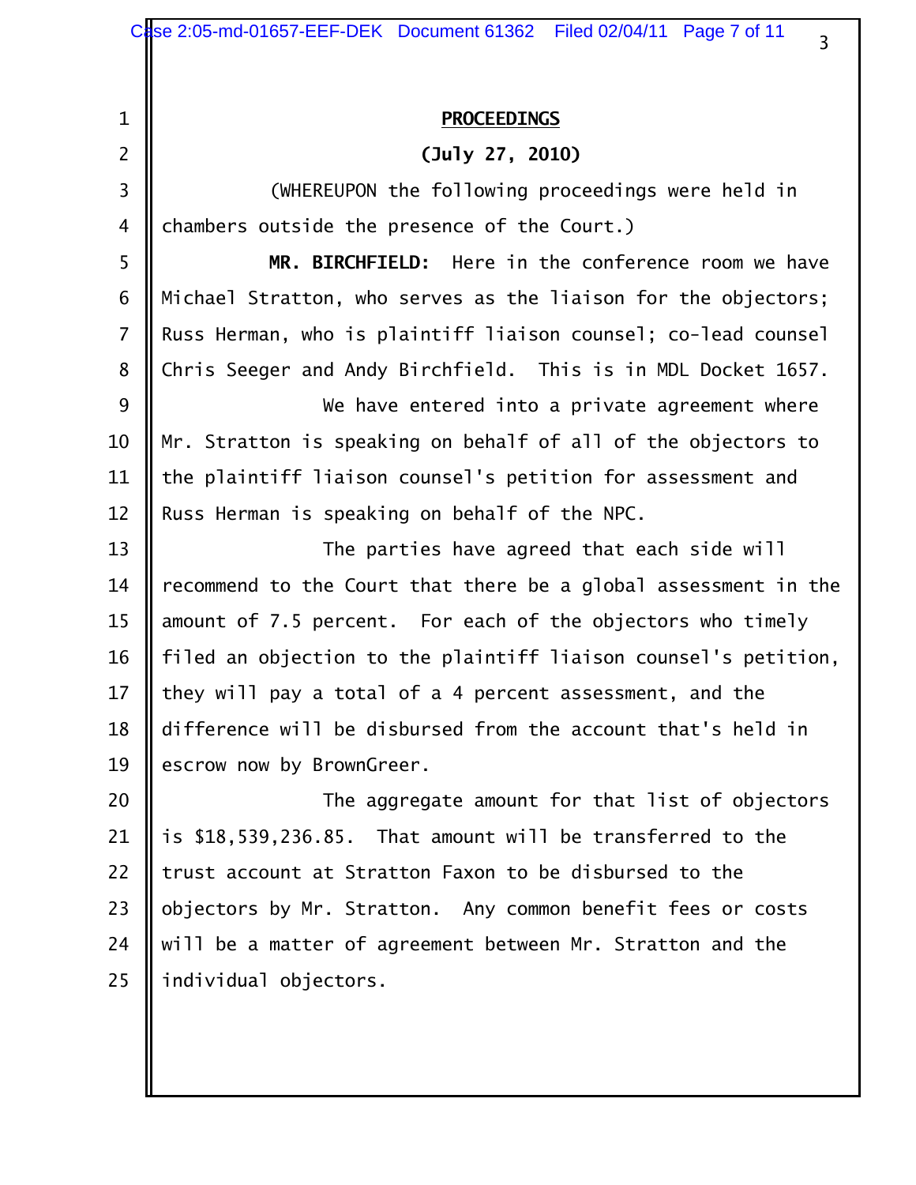**PROCEEDINGS**

**(July 27, 2010)**

(WHEREUPON the following proceedings were held in chambers outside the presence of the Court.)

**MR. BIRCHFIELD:** Here in the conference room we have Michael Stratton, who serves as the liaison for the objectors; Russ Herman, who is plaintiff liaison counsel; co-lead counsel Chris Seeger and Andy Birchfield. This is in MDL Docket 1657.

We have entered into a private agreement where Mr. Stratton is speaking on behalf of all of the objectors to the plaintiff liaison counsel's petition for assessment and Russ Herman is speaking on behalf of the NPC.

The parties have agreed that each side will recommend to the Court that there be a global assessment in the amount of 7.5 percent. For each of the objectors who timely filed an objection to the plaintiff liaison counsel's petition, they will pay a total of a 4 percent assessment, and the difference will be disbursed from the account that's held in escrow now by BrownGreer.

The aggregate amount for that list of objectors is $18,539,236.85. That amount will be transferred to the trust account at Stratton Faxon to be disbursed to the objectors by Mr. Stratton. Any common benefit fees or costs will be a matter of agreement between Mr. Stratton and the individual objectors.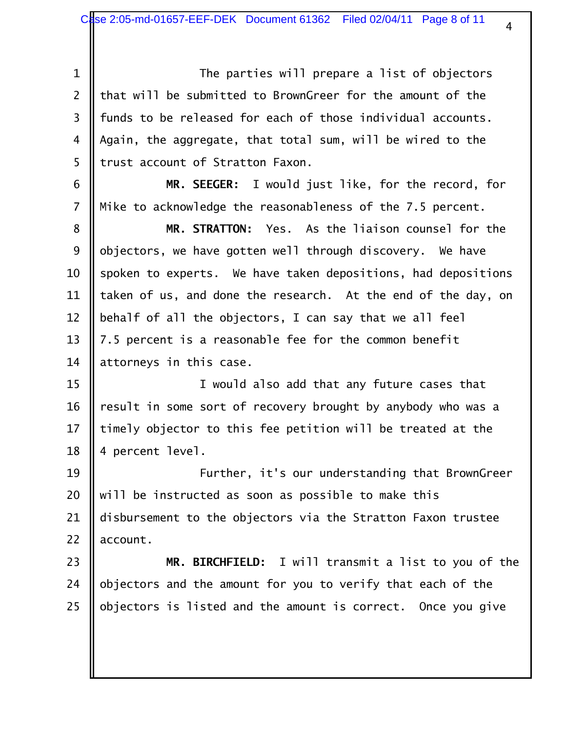The parties will prepare a list of objectors that will be submitted to BrownGreer for the amount of the funds to be released for each of those individual accounts. Again, the aggregate, that total sum, will be wired to the trust account of Stratton Faxon.

**MR. SEEGER:** I would just like, for the record, for Mike to acknowledge the reasonableness of the 7.5 percent.

**MR. STRATTON:** Yes. As the liaison counsel for the objectors, we have gotten well through discovery. We have spoken to experts. We have taken depositions, had depositions taken of us, and done the research. At the end of the day, on behalf of all the objectors, I can say that we all feel 7.5 percent is a reasonable fee for the common benefit attorneys in this case.

I would also add that any future cases that result in some sort of recovery brought by anybody who was a timely objector to this fee petition will be treated at the 4 percent level.

Further, it's our understanding that BrownGreer will be instructed as soon as possible to make this disbursement to the objectors via the Stratton Faxon trustee account.

**MR. BIRCHFIELD:** I will transmit a list to you of the objectors and the amount for you to verify that each of the objectors is listed and the amount is correct. Once you give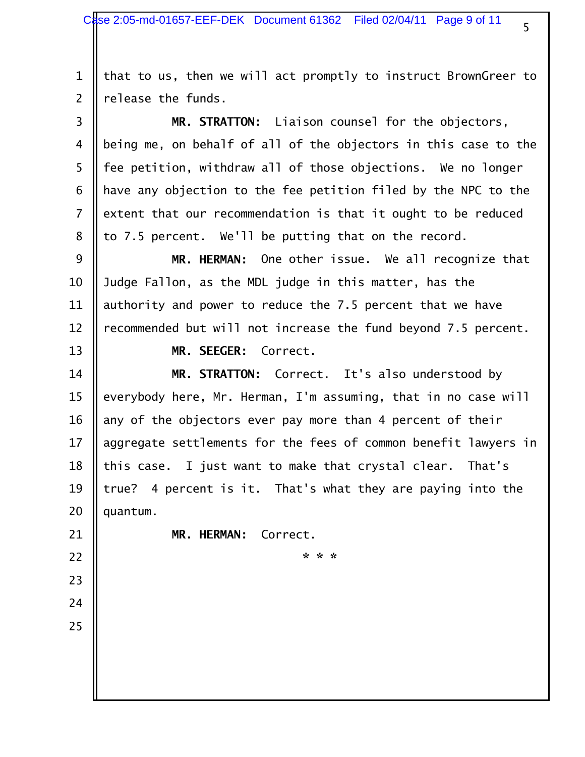that to us, then we will act promptly to instruct BrownGreer to release the funds.

**MR. STRATTON:** Liaison counsel for the objectors, being me, on behalf of all of the objectors in this case to the fee petition, withdraw all of those objections. We no longer have any objection to the fee petition filed by the NPC to the extent that our recommendation is that it ought to be reduced to 7.5 percent. We'll be putting that on the record.

**MR. HERMAN:** One other issue. We all recognize that Judge Fallon, as the MDL judge in this matter, has the authority and power to reduce the 7.5 percent that we have recommended but will not increase the fund beyond 7.5 percent.

**MR. SEEGER:** Correct.

**MR. STRATTON:** Correct. It's also understood by everybody here, Mr. Herman, I'm assuming, that in no case will any of the objectors ever pay more than 4 percent of their aggregate settlements for the fees of common benefit lawyers in this case. I just want to make that crystal clear. That's true? 4 percent is it. That's what they are paying into the quantum.

**MR. HERMAN:** Correct.

* * *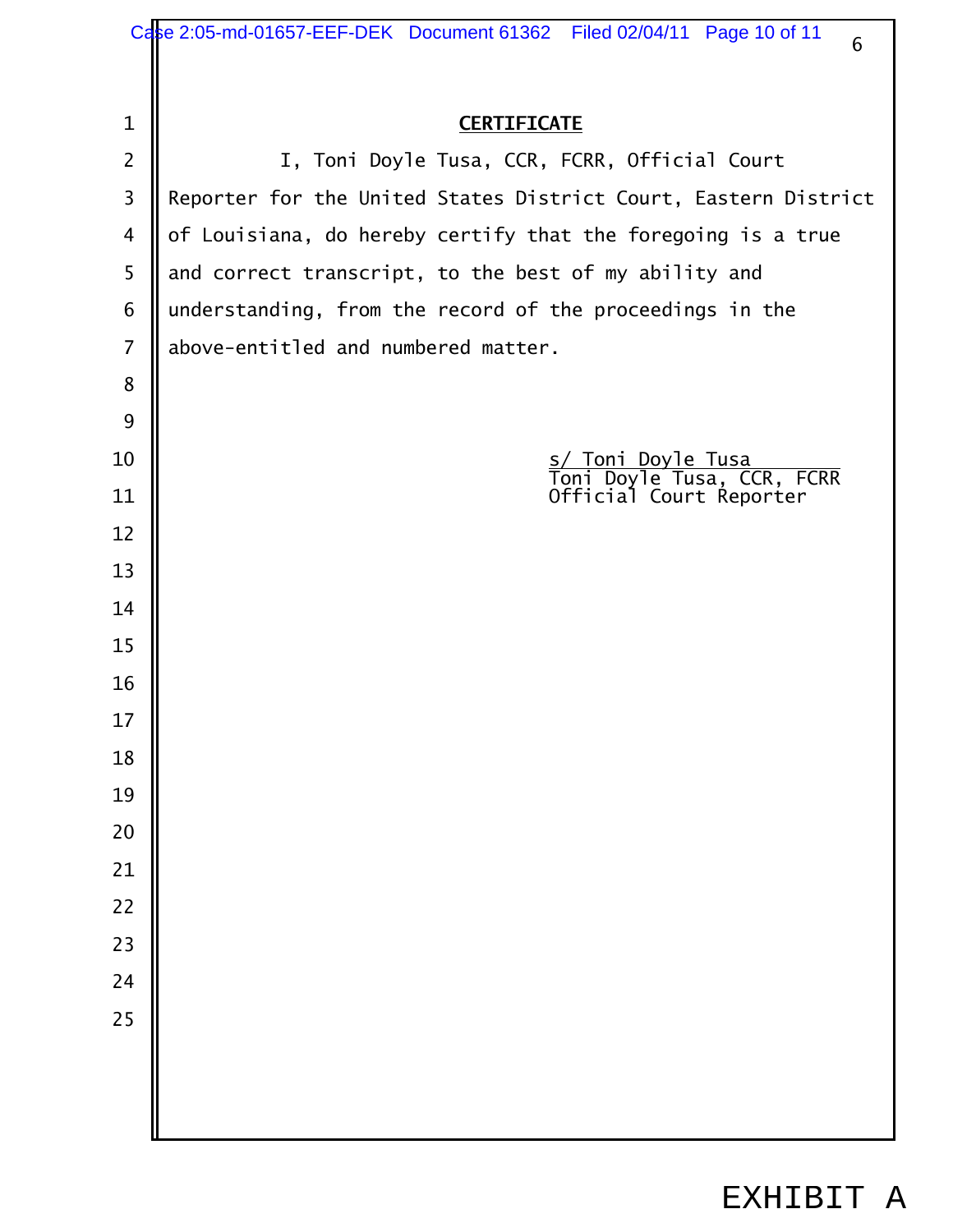## CERTIFICATE

I, Toni Doyle Tusa, CCR, FCRR, Official Court Reporter for the United States District Court, Eastern District of Louisiana, do hereby certify that the foregoing is a true and correct transcript, to the best of my ability and understanding, from the record of the proceedings in the above-entitled and numbered matter.

s/ Toni Doyle Tusa
Toni Doyle Tusa, CCR, FCRR
Official Court Reporter

EXHIBIT A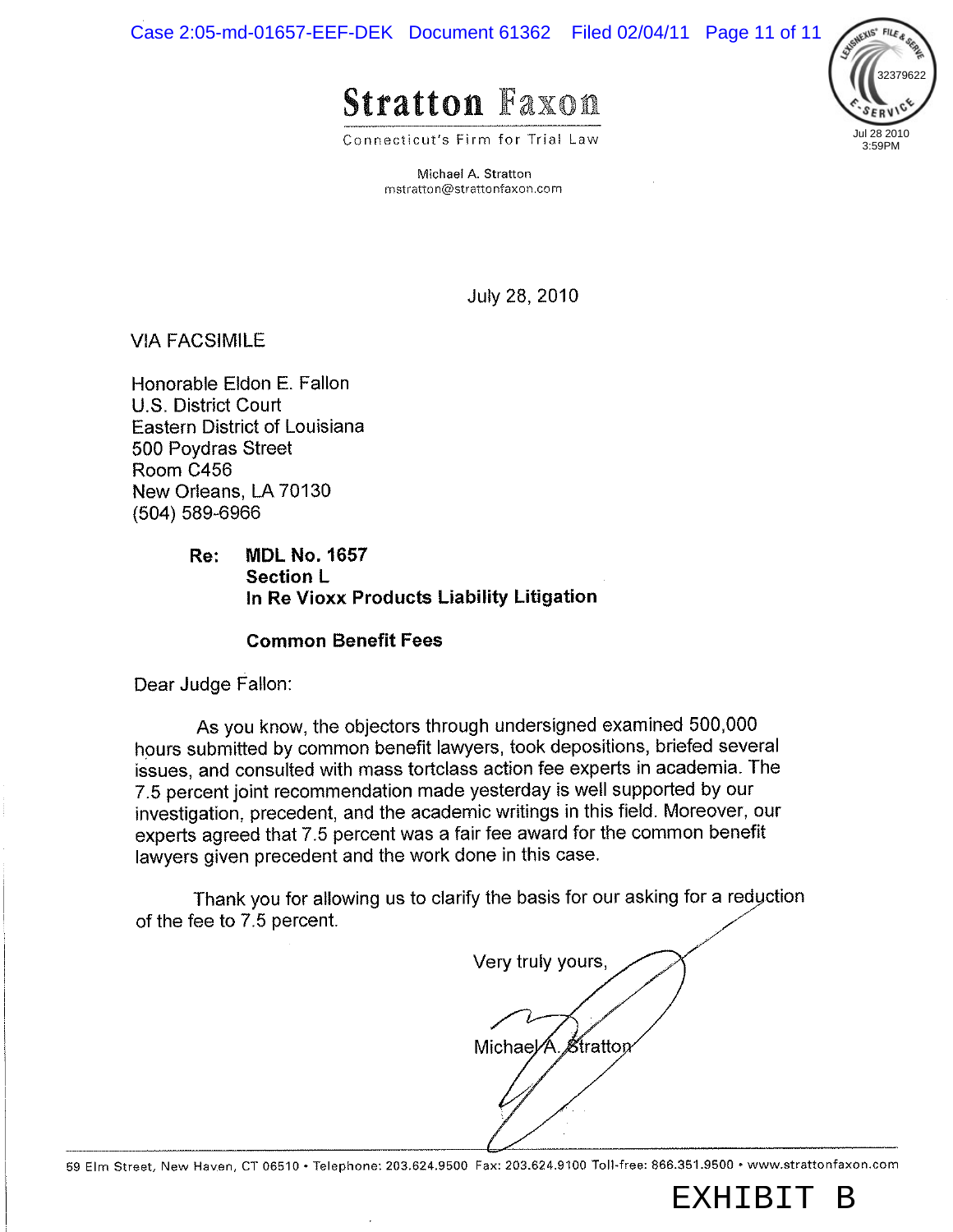# Stratton Faxon

Connecticut's Firm for Trial Law

Michael A. Stratton
mstratton@strattonfaxon.com

July 28, 2010

VIA FACSIMILE

Honorable Eldon E. Fallon
U.S. District Court
Eastern District of Louisiana
500 Poydras Street
Room C456
New Orleans, LA 70130
(504) 589-6966

**Re: MDL No. 1657**
**Section L**
**In Re Vioxx Products Liability Litigation**

**Common Benefit Fees**

Dear Judge Fallon:

As you know, the objectors through undersigned examined 500,000 hours submitted by common benefit lawyers, took depositions, briefed several issues, and consulted with mass tortclass action fee experts in academia. The 7.5 percent joint recommendation made yesterday is well supported by our investigation, precedent, and the academic writings in this field. Moreover, our experts agreed that 7.5 percent was a fair fee award for the common benefit lawyers given precedent and the work done in this case.

Thank you for allowing us to clarify the basis for our asking for a reduction of the fee to 7.5 percent.

Very truly yours,

Michael A. Stratton

59 Elm Street, New Haven, CT 06510 • Telephone: 203.624.9500 Fax: 203.624.9100 Toll-free: 866.351.9500 • www.strattonfaxon.com

EXHIBIT B